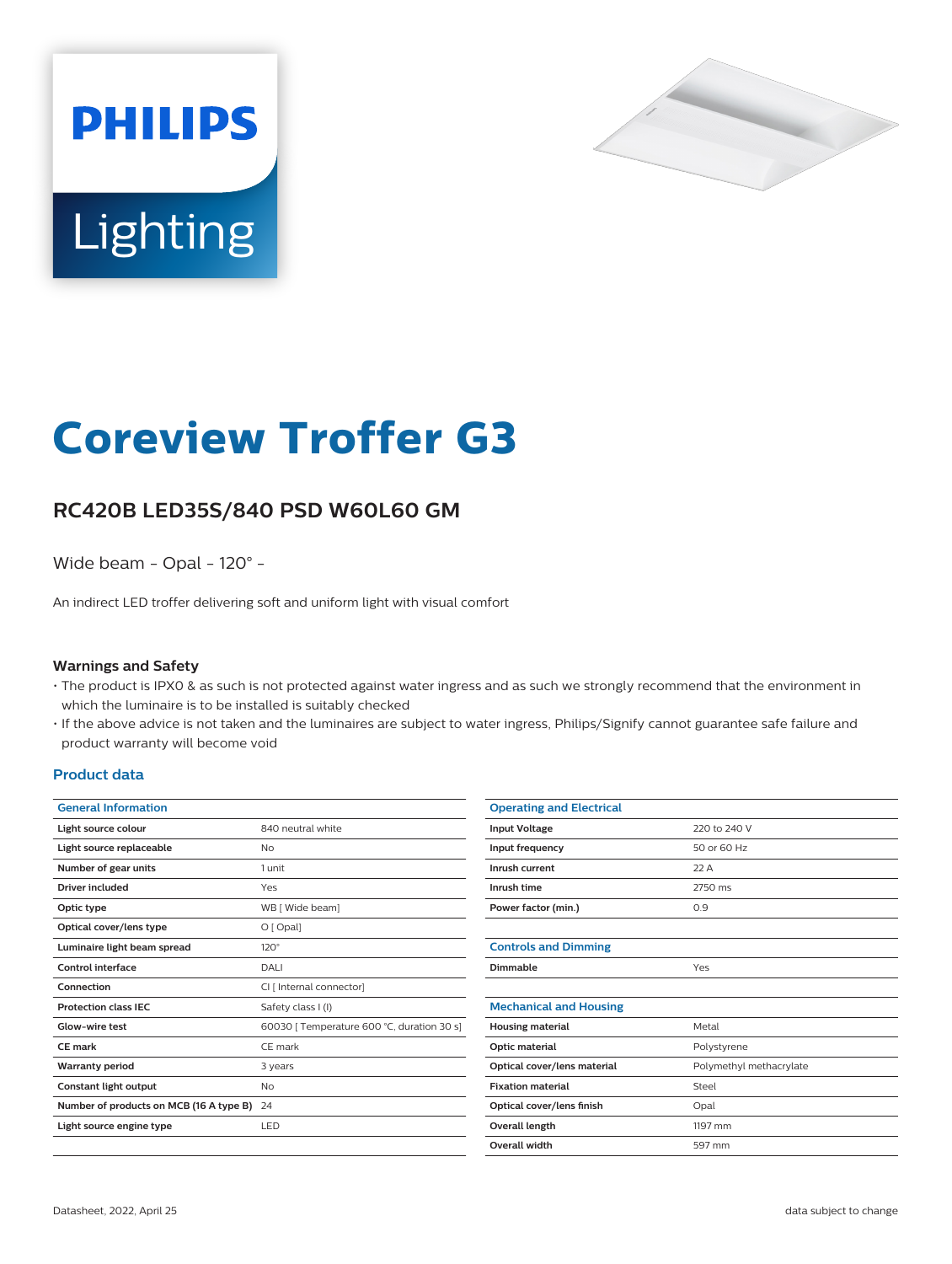PHILIPS

Lighting

# Coreview Troffer G3

## RC420B LED35S/840 PSD W60L60 GM

Wide beam - Opal - 120° -

An indirect LED troffer delivering soft and uniform light with visual comfort

### Warnings and Safety

- The product is IPX0 & as such is not protected against water ingress and as such we strongly recommend that the environment in which the luminaire is to be installed is suitably checked
- If the above advice is not taken and the luminaires are subject to water ingress, Philips/Signify cannot guarantee safe failure and product warranty will become void

### Product data

| General Information | |
|---|---|
| Light source colour | 840 neutral white |
| Light source replaceable | No |
| Number of gear units | 1 unit |
| Driver included | Yes |
| Optic type | WB [ Wide beam] |
| Optical cover/lens type | O [ Opal] |
| Luminaire light beam spread | 120° |
| Control interface | DALI |
| Connection | CI [ Internal connector] |
| Protection class IEC | Safety class I (I) |
| Glow-wire test | 60030 [ Temperature 600 °C, duration 30 s] |
| CE mark | CE mark |
| Warranty period | 3 years |
| Constant light output | No |
| Number of products on MCB (16 A type B) | 24 |
| Light source engine type | LED |

| Operating and Electrical | |
|---|---|
| Input Voltage | 220 to 240 V |
| Input frequency | 50 or 60 Hz |
| Inrush current | 22 A |
| Inrush time | 2750 ms |
| Power factor (min.) | 0.9 |

| Controls and Dimming | |
|---|---|
| Dimmable | Yes |

| Mechanical and Housing | |
|---|---|
| Housing material | Metal |
| Optic material | Polystyrene |
| Optical cover/lens material | Polymethyl methacrylate |
| Fixation material | Steel |
| Optical cover/lens finish | Opal |
| Overall length | 1197 mm |
| Overall width | 597 mm |

Datasheet, 2022, April 25

data subject to change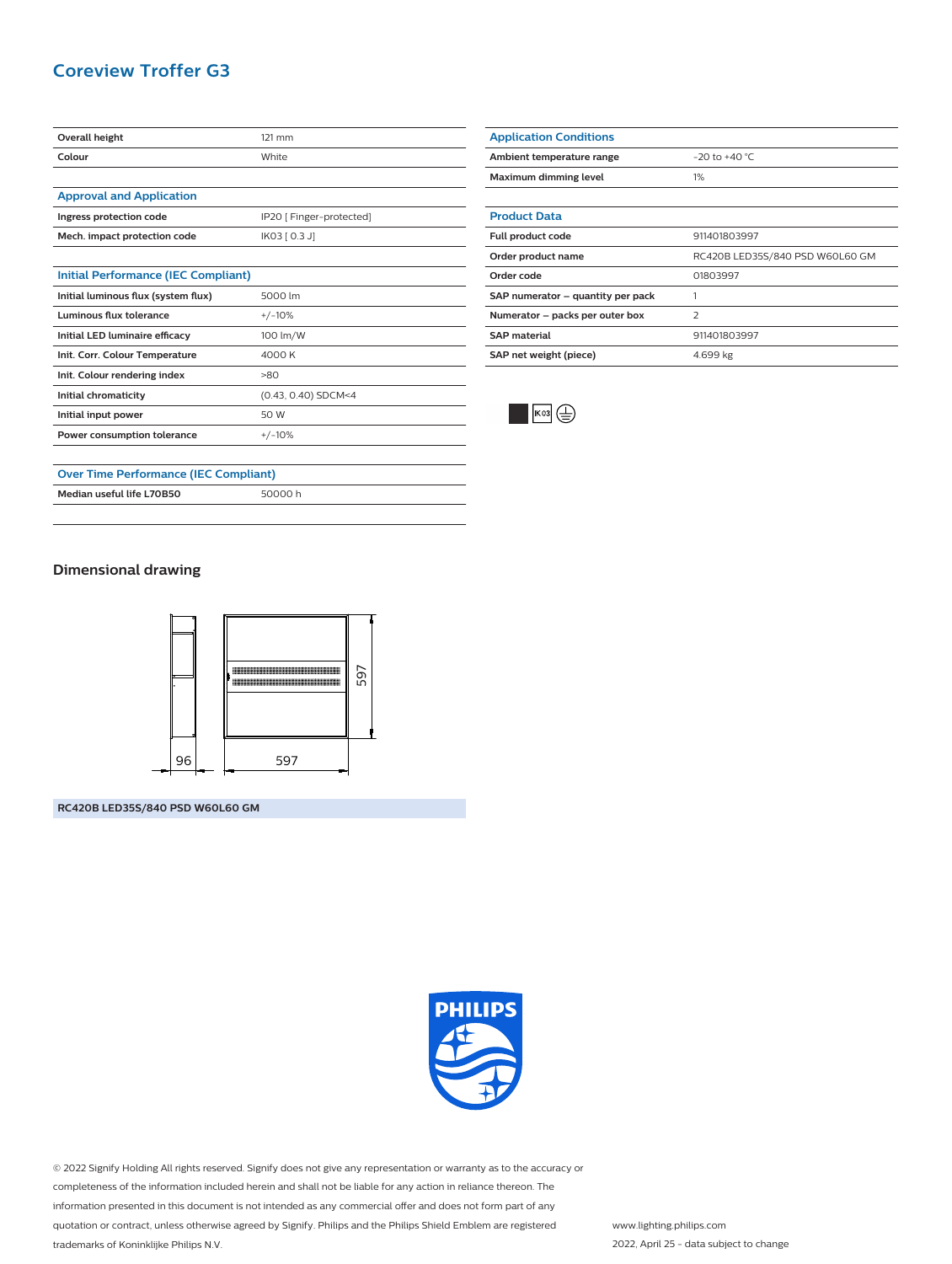# Coreview Troffer G3

| | |
|---|---|
| Overall height | 121 mm |
| Colour | White |

| Approval and Application | |
|---|---|
| Ingress protection code | IP20 [ Finger-protected] |
| Mech. impact protection code | IK03 [ 0.3 J] |

| Initial Performance (IEC Compliant) | |
|---|---|
| Initial luminous flux (system flux) | 5000 lm |
| Luminous flux tolerance | +/-10% |
| Initial LED luminaire efficacy | 100 lm/W |
| Init. Corr. Colour Temperature | 4000 K |
| Init. Colour rendering index | >80 |
| Initial chromaticity | (0.43, 0.40) SDCM<4 |
| Initial input power | 50 W |
| Power consumption tolerance | +/-10% |

| Over Time Performance (IEC Compliant) | |
|---|---|
| Median useful life L70B50 | 50000 h |

| Application Conditions | |
|---|---|
| Ambient temperature range | -20 to +40 °C |
| Maximum dimming level | 1% |

| Product Data | |
|---|---|
| Full product code | 911401803997 |
| Order product name | RC420B LED35S/840 PSD W60L60 GM |
| Order code | 01803997 |
| SAP numerator – quantity per pack | 1 |
| Numerator – packs per outer box | 2 |
| SAP material | 911401803997 |
| SAP net weight (piece) | 4.699 kg |

IK03

## Dimensional drawing

96

597

597

**RC420B LED35S/840 PSD W60L60 GM**

© 2022 Signify Holding All rights reserved. Signify does not give any representation or warranty as to the accuracy or completeness of the information included herein and shall not be liable for any action in reliance thereon. The information presented in this document is not intended as any commercial offer and does not form part of any quotation or contract, unless otherwise agreed by Signify. Philips and the Philips Shield Emblem are registered trademarks of Koninklijke Philips N.V.

www.lighting.philips.com

2022, April 25 - data subject to change